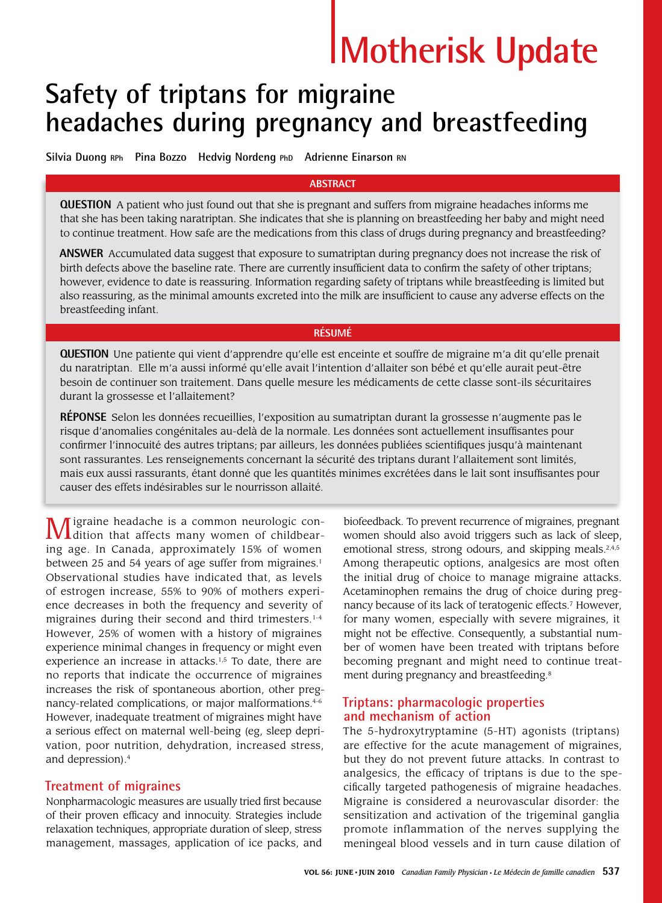# Motherisk Update

# Safety of triptans for migraine headaches during pregnancy and breastfeeding

Silvia Duong RPh   Pina Bozzo   Hedvig Nordeng PhD   Adrienne Einarson RN

## ABSTRACT

**QUESTION** A patient who just found out that she is pregnant and suffers from migraine headaches informs me that she has been taking naratriptan. She indicates that she is planning on breastfeeding her baby and might need to continue treatment. How safe are the medications from this class of drugs during pregnancy and breastfeeding?

**ANSWER** Accumulated data suggest that exposure to sumatriptan during pregnancy does not increase the risk of birth defects above the baseline rate. There are currently insufficient data to confirm the safety of other triptans; however, evidence to date is reassuring. Information regarding safety of triptans while breastfeeding is limited but also reassuring, as the minimal amounts excreted into the milk are insufficient to cause any adverse effects on the breastfeeding infant.

## RÉSUMÉ

**QUESTION** Une patiente qui vient d'apprendre qu'elle est enceinte et souffre de migraine m'a dit qu'elle prenait du naratriptan. Elle m'a aussi informé qu'elle avait l'intention d'allaiter son bébé et qu'elle aurait peut-être besoin de continuer son traitement. Dans quelle mesure les médicaments de cette classe sont-ils sécuritaires durant la grossesse et l'allaitement?

**RÉPONSE** Selon les données recueillies, l'exposition au sumatriptan durant la grossesse n'augmente pas le risque d'anomalies congénitales au-delà de la normale. Les données sont actuellement insuffisantes pour confirmer l'innocuité des autres triptans; par ailleurs, les données publiées scientifiques jusqu'à maintenant sont rassurantes. Les renseignements concernant la sécurité des triptans durant l'allaitement sont limités, mais eux aussi rassurants, étant donné que les quantités minimes excrétées dans le lait sont insuffisantes pour causer des effets indésirables sur le nourrisson allaité.

Migraine headache is a common neurologic condition that affects many women of childbearing age. In Canada, approximately 15% of women between 25 and 54 years of age suffer from migraines.[1] Observational studies have indicated that, as levels of estrogen increase, 55% to 90% of mothers experience decreases in both the frequency and severity of migraines during their second and third trimesters.[1-4] However, 25% of women with a history of migraines experience minimal changes in frequency or might even experience an increase in attacks.[1,5] To date, there are no reports that indicate the occurrence of migraines increases the risk of spontaneous abortion, other pregnancy-related complications, or major malformations.[4-6] However, inadequate treatment of migraines might have a serious effect on maternal well-being (eg, sleep deprivation, poor nutrition, dehydration, increased stress, and depression).[4]

## Treatment of migraines

Nonpharmacologic measures are usually tried first because of their proven efficacy and innocuity. Strategies include relaxation techniques, appropriate duration of sleep, stress management, massages, application of ice packs, and biofeedback. To prevent recurrence of migraines, pregnant women should also avoid triggers such as lack of sleep, emotional stress, strong odours, and skipping meals.[2,4,5] Among therapeutic options, analgesics are most often the initial drug of choice to manage migraine attacks. Acetaminophen remains the drug of choice during pregnancy because of its lack of teratogenic effects.[7] However, for many women, especially with severe migraines, it might not be effective. Consequently, a substantial number of women have been treated with triptans before becoming pregnant and might need to continue treatment during pregnancy and breastfeeding.[8]

## Triptans: pharmacologic properties and mechanism of action

The 5-hydroxytryptamine (5-HT) agonists (triptans) are effective for the acute management of migraines, but they do not prevent future attacks. In contrast to analgesics, the efficacy of triptans is due to the specifically targeted pathogenesis of migraine headaches. Migraine is considered a neurovascular disorder: the sensitization and activation of the trigeminal ganglia promote inflammation of the nerves supplying the meningeal blood vessels and in turn cause dilation of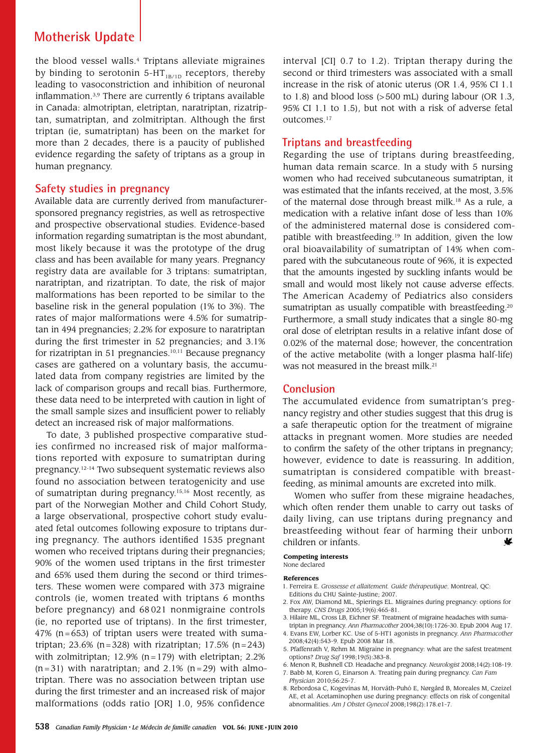the blood vessel walls.[4] Triptans alleviate migraines by binding to serotonin 5-$HT_{1B/1D}$ receptors, thereby leading to vasoconstriction and inhibition of neuronal inflammation.[3,9] There are currently 6 triptans available in Canada: almotriptan, eletriptan, naratriptan, rizatriptan, sumatriptan, and zolmitriptan. Although the first triptan (ie, sumatriptan) has been on the market for more than 2 decades, there is a paucity of published evidence regarding the safety of triptans as a group in human pregnancy.

## Safety studies in pregnancy

Available data are currently derived from manufacturer-sponsored pregnancy registries, as well as retrospective and prospective observational studies. Evidence-based information regarding sumatriptan is the most abundant, most likely because it was the prototype of the drug class and has been available for many years. Pregnancy registry data are available for 3 triptans: sumatriptan, naratriptan, and rizatriptan. To date, the risk of major malformations has been reported to be similar to the baseline risk in the general population (1% to 3%). The rates of major malformations were 4.5% for sumatriptan in 494 pregnancies; 2.2% for exposure to naratriptan during the first trimester in 52 pregnancies; and 3.1% for rizatriptan in 51 pregnancies.[10,11] Because pregnancy cases are gathered on a voluntary basis, the accumulated data from company registries are limited by the lack of comparison groups and recall bias. Furthermore, these data need to be interpreted with caution in light of the small sample sizes and insufficient power to reliably detect an increased risk of major malformations.

To date, 3 published prospective comparative studies confirmed no increased risk of major malformations reported with exposure to sumatriptan during pregnancy.[12-14] Two subsequent systematic reviews also found no association between teratogenicity and use of sumatriptan during pregnancy.[15,16] Most recently, as part of the Norwegian Mother and Child Cohort Study, a large observational, prospective cohort study evaluated fetal outcomes following exposure to triptans during pregnancy. The authors identified 1535 pregnant women who received triptans during their pregnancies; 90% of the women used triptans in the first trimester and 65% used them during the second or third trimesters. These women were compared with 373 migraine controls (ie, women treated with triptans 6 months before pregnancy) and 68 021 nonmigraine controls (ie, no reported use of triptans). In the first trimester, 47% (n=653) of triptan users were treated with sumatriptan; 23.6% (n=328) with rizatriptan; 17.5% (n=243) with zolmitriptan; 12.9% (n=179) with eletriptan; 2.2% (n=31) with naratriptan; and 2.1% (n=29) with almotriptan. There was no association between triptan use during the first trimester and an increased risk of major malformations (odds ratio [OR] 1.0, 95% confidence interval [CI] 0.7 to 1.2). Triptan therapy during the second or third trimesters was associated with a small increase in the risk of atonic uterus (OR 1.4, 95% CI 1.1 to 1.8) and blood loss (>500 mL) during labour (OR 1.3, 95% CI 1.1 to 1.5), but not with a risk of adverse fetal outcomes.[17]

## Triptans and breastfeeding

Regarding the use of triptans during breastfeeding, human data remain scarce. In a study with 5 nursing women who had received subcutaneous sumatriptan, it was estimated that the infants received, at the most, 3.5% of the maternal dose through breast milk.[18] As a rule, a medication with a relative infant dose of less than 10% of the administered maternal dose is considered compatible with breastfeeding.[19] In addition, given the low oral bioavailability of sumatriptan of 14% when compared with the subcutaneous route of 96%, it is expected that the amounts ingested by suckling infants would be small and would most likely not cause adverse effects. The American Academy of Pediatrics also considers sumatriptan as usually compatible with breastfeeding.[20] Furthermore, a small study indicates that a single 80-mg oral dose of eletriptan results in a relative infant dose of 0.02% of the maternal dose; however, the concentration of the active metabolite (with a longer plasma half-life) was not measured in the breast milk.[21]

## Conclusion

The accumulated evidence from sumatriptan's pregnancy registry and other studies suggest that this drug is a safe therapeutic option for the treatment of migraine attacks in pregnant women. More studies are needed to confirm the safety of the other triptans in pregnancy; however, evidence to date is reassuring. In addition, sumatriptan is considered compatible with breastfeeding, as minimal amounts are excreted into milk.

Women who suffer from these migraine headaches, which often render them unable to carry out tasks of daily living, can use triptans during pregnancy and breastfeeding without fear of harming their unborn children or infants.

**Competing interests**
None declared

**References**

1. Ferreira E. *Grossesse et allaitement. Guide thérapeutique.* Montreal, QC: Editions du CHU Sainte-Justine; 2007.
2. Fox AW, Diamond ML, Spierings EL. Migraines during pregnancy: options for therapy. *CNS Drugs* 2005;19(6):465-81.
3. Hilaire ML, Cross LB, Eichner SF. Treatment of migraine headaches with sumatriptan in pregnancy. *Ann Pharmacother* 2004;38(10):1726-30. Epub 2004 Aug 17.
4. Evans EW, Lorber KC. Use of 5-HT1 agonists in pregnancy. *Ann Pharmacother* 2008;42(4):543-9. Epub 2008 Mar 18.
5. Pfaffenrath V, Rehm M. Migraine in pregnancy: what are the safest treatment options? *Drug Saf* 1998;19(5):383-8.
6. Menon R, Bushnell CD. Headache and pregnancy. *Neurologist* 2008;14(2):108-19.
7. Babb M, Koren G, Einarson A. Treating pain during pregnancy. *Can Fam Physician* 2010;56:25-7.
8. Rebordosa C, Kogevinas M, Horváth-Puhó E, Nørgård B, Moreales M, Czeizel AE, et al. Acetaminophen use during pregnancy: effects on risk of congenital abnormalities. *Am J Obstet Gynecol* 2008;198(2):178.e1-7.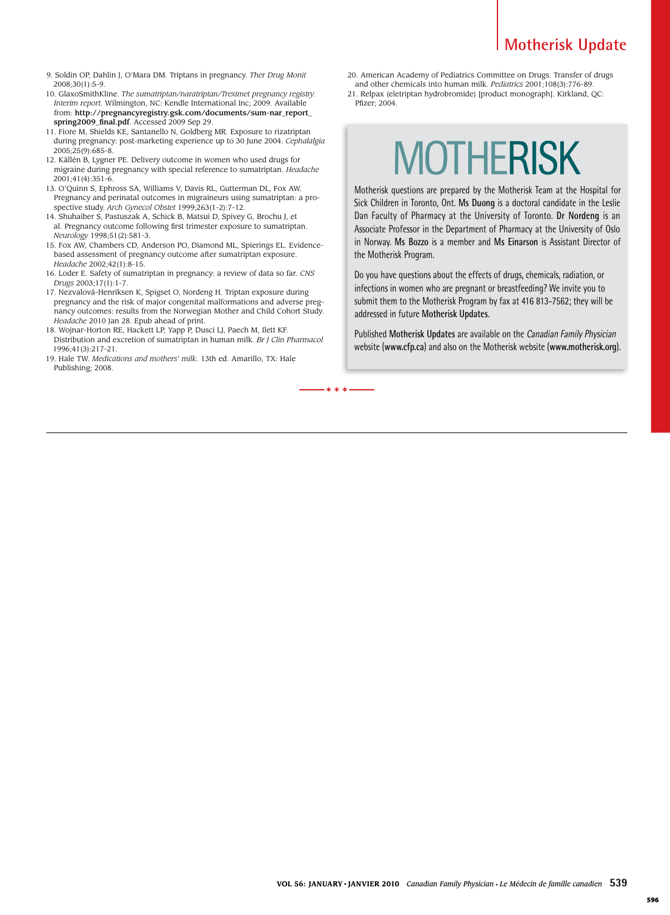9. Soldin OP, Dahlin J, O'Mara DM. Triptans in pregnancy. *Ther Drug Monit* 2008;30(1):5-9.
10. GlaxoSmithKline. *The sumatriptan/naratriptan/Treximet pregnancy registry. Interim report.* Wilmington, NC: Kendle International Inc; 2009. Available from: **http://pregnancyregistry.gsk.com/documents/sum-nar_report_spring2009_final.pdf**. Accessed 2009 Sep 29.
11. Fiore M, Shields KE, Santanello N, Goldberg MR. Exposure to rizatriptan during pregnancy: post-marketing experience up to 30 June 2004. *Cephalalgia* 2005;25(9):685-8.
12. Källén B, Lygner PE. Delivery outcome in women who used drugs for migraine during pregnancy with special reference to sumatriptan. *Headache* 2001;41(4):351-6.
13. O'Quinn S, Ephross SA, Williams V, Davis RL, Gutterman DL, Fox AW. Pregnancy and perinatal outcomes in migraineurs using sumatriptan: a prospective study. *Arch Gynecol Obstet* 1999;263(1-2):7-12.
14. Shuhaiber S, Pastuszak A, Schick B, Matsui D, Spivey G, Brochu J, et al. Pregnancy outcome following first trimester exposure to sumatriptan. *Neurology* 1998;51(2):581-3.
15. Fox AW, Chambers CD, Anderson PO, Diamond ML, Spierings EL. Evidence-based assessment of pregnancy outcome after sumatriptan exposure. *Headache* 2002;42(1):8-15.
16. Loder E. Safety of sumatriptan in pregnancy: a review of data so far. *CNS Drugs* 2003;17(1):1-7.
17. Nezvalová-Henriksen K, Spigset O, Nordeng H. Triptan exposure during pregnancy and the risk of major congenital malformations and adverse pregnancy outcomes: results from the Norwegian Mother and Child Cohort Study. *Headache* 2010 Jan 28. Epub ahead of print.
18. Wojnar-Horton RE, Hackett LP, Yapp P, Dusci LJ, Paech M, Ilett KF. Distribution and excretion of sumatriptan in human milk. *Br J Clin Pharmacol* 1996;41(3):217-21.
19. Hale TW. *Medications and mothers' milk.* 13th ed. Amarillo, TX: Hale Publishing; 2008.
20. American Academy of Pediatrics Committee on Drugs. Transfer of drugs and other chemicals into human milk. *Pediatrics* 2001;108(3):776-89.
21. Relpax (eletriptan hydrobromide) [product monograph]. Kirkland, QC: Pfizer; 2004.

## MOTHERISK

Motherisk questions are prepared by the Motherisk Team at the Hospital for Sick Children in Toronto, Ont. **Ms Duong** is a doctoral candidate in the Leslie Dan Faculty of Pharmacy at the University of Toronto. **Dr Nordeng** is an Associate Professor in the Department of Pharmacy at the University of Oslo in Norway. **Ms Bozzo** is a member and **Ms Einarson** is Assistant Director of the Motherisk Program.

Do you have questions about the effects of drugs, chemicals, radiation, or infections in women who are pregnant or breastfeeding? We invite you to submit them to the Motherisk Program by fax at 416 813-7562; they will be addressed in future **Motherisk Updates**.

Published **Motherisk Updates** are available on the *Canadian Family Physician* website (**www.cfp.ca**) and also on the Motherisk website (**www.motherisk.org**).

\*\*\*